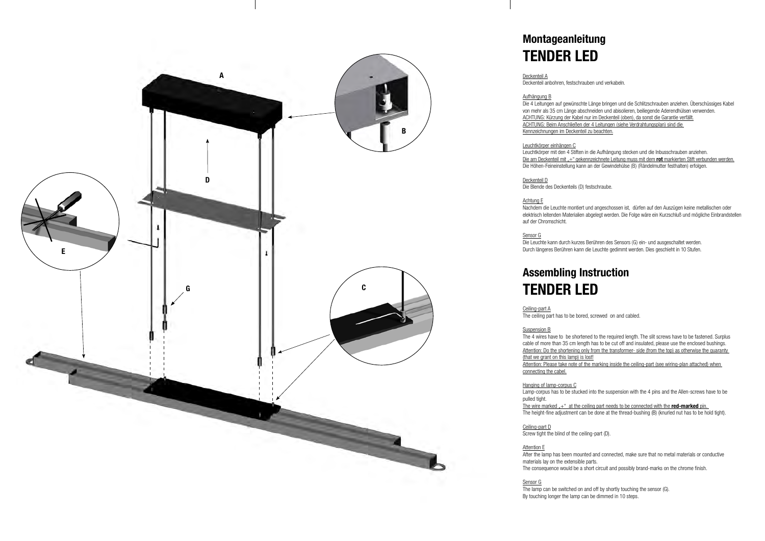# Montageanleitung
# TENDER LED

Deckenteil A
Deckenteil anbohren, festschrauben und verkabeln.

Aufhängung B
Die 4 Leitungen auf gewünschte Länge bringen und die Schlitzschrauben anziehen. Überschüssiges Kabel von mehr als 35 cm Länge abschneiden und abisolieren, beiliegende Aderendhülsen verwenden.
ACHTUNG: Kürzung der Kabel nur im Deckenteil (oben), da sonst die Garantie verfällt.
ACHTUNG: Beim Anschließen der 4 Leitungen (siehe Verdrahtungsplan) sind die Kennzeichnungen im Deckenteil zu beachten.

Leuchtkörper einhängen C
Leuchtkörper mit den 4 Stiften in die Aufhängung stecken und die Inbusschrauben anziehen.
Die am Deckenteil mit „+" gekennzeichnete Leitung muss mit dem **rot** markierten Stift verbunden werden.
Die Höhen-Feineinstellung kann an der Gewindehülse (B) (Rändelmutter festhalten) erfolgen.

Deckenteil D
Die Blende des Deckenteils (D) festschraube.

Achtung E
Nachdem die Leuchte montiert und angeschossen ist, dürfen auf den Auszügen keine metallischen oder elektrisch leitenden Materialien abgelegt werden. Die Folge wäre ein Kurzschluß und mögliche Einbrandstellen auf der Chromschicht.

Sensor G
Die Leuchte kann durch kurzes Berühren des Sensors (G) ein- und ausgeschaltet werden.
Durch längeres Berühren kann die Leuchte gedimmt werden. Dies geschieht in 10 Stufen.

# Assembling Instruction
# TENDER LED

Ceiling-part A
The ceiling part has to be bored, screwed on and cabled.

Suspension B
The 4 wires have to be shortened to the required length. The slit screws have to be fastened. Surplus cable of more than 35 cm length has to be cut off and insulated, please use the enclosed bushings.
Attention: Do the shortening only from the transformer- side (from the top) as otherwise the guaranty (that we grant on this lamp) is lost!
Attention: Please take note of the marking inside the ceiling-part (see wiring-plan attached) when connecting the cabel.

Hanging of lamp-corpus C
Lamp-corpus has to be stucked into the suspension with the 4 pins and the Allen-screws have to be pulled tight.
The wire marked „+" at the ceiling part needs to be connected with the **red-marked** pin.
The height-fine adjustment can be done at the thread-bushing (B) (knurled nut has to be hold tight).

Ceiling-part D
Screw tight the blind of the ceiling-part (D).

Attention E
After the lamp has been mounted and connected, make sure that no metal materials or conductive materials lay on the extensible parts.
The consequence would be a short circuit and possibly brand-marks on the chrome finish.

Sensor G
The lamp can be switched on and off by shortly touching the sensor (G).
By touching longer the lamp can be dimmed in 10 steps.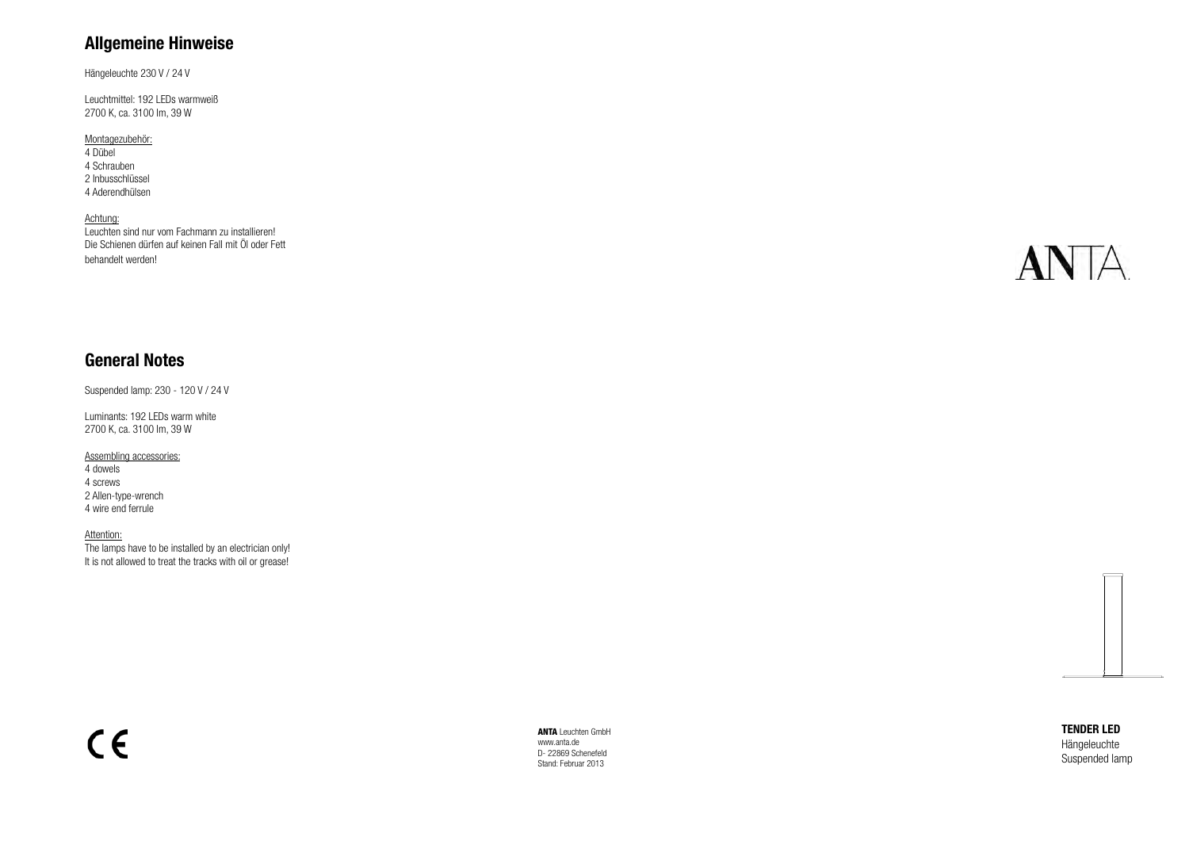## Allgemeine Hinweise

Hängeleuchte 230 V / 24 V

Leuchtmittel: 192 LEDs warmweiß
2700 K, ca. 3100 lm, 39 W

Montagezubehör:
4 Dübel
4 Schrauben
2 Inbusschlüssel
4 Aderendhülsen

Achtung:
Leuchten sind nur vom Fachmann zu installieren!
Die Schienen dürfen auf keinen Fall mit Öl oder Fett behandelt werden!

ANTA

## General Notes

Suspended lamp: 230 - 120 V / 24 V

Luminants: 192 LEDs warm white
2700 K, ca. 3100 lm, 39 W

Assembling accessories:
4 dowels
4 screws
2 Allen-type-wrench
4 wire end ferrule

Attention:
The lamps have to be installed by an electrician only!
It is not allowed to treat the tracks with oil or grease!

CE

**ANTA** Leuchten GmbH
www.anta.de
D- 22869 Schenefeld
Stand: Februar 2013

**TENDER LED**
Hängeleuchte
Suspended lamp